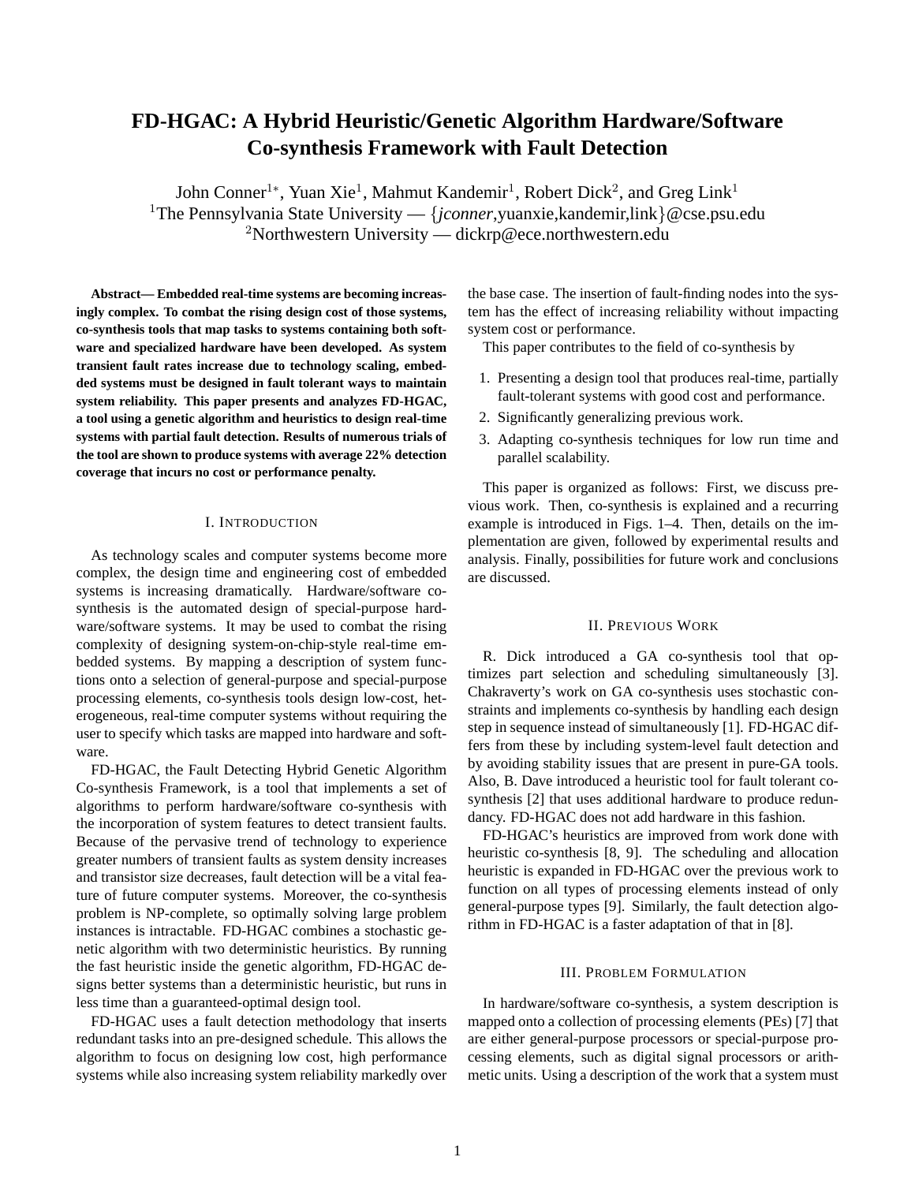# FD-HGAC: A Hybrid Heuristic/Genetic Algorithm Hardware/Software Co-synthesis Framework with Fault Detection

John Conner[1*], Yuan Xie[1], Mahmut Kandemir[1], Robert Dick[2], and Greg Link[1]

[1]The Pennsylvania State University — {*jconner*,yuanxie,kandemir,link}@cse.psu.edu

[2]Northwestern University — dickrp@ece.northwestern.edu

**Abstract— Embedded real-time systems are becoming increasingly complex. To combat the rising design cost of those systems, co-synthesis tools that map tasks to systems containing both software and specialized hardware have been developed. As system transient fault rates increase due to technology scaling, embedded systems must be designed in fault tolerant ways to maintain system reliability. This paper presents and analyzes FD-HGAC, a tool using a genetic algorithm and heuristics to design real-time systems with partial fault detection. Results of numerous trials of the tool are shown to produce systems with average 22% detection coverage that incurs no cost or performance penalty.**

## I. Introduction

As technology scales and computer systems become more complex, the design time and engineering cost of embedded systems is increasing dramatically. Hardware/software co-synthesis is the automated design of special-purpose hardware/software systems. It may be used to combat the rising complexity of designing system-on-chip-style real-time embedded systems. By mapping a description of system functions onto a selection of general-purpose and special-purpose processing elements, co-synthesis tools design low-cost, heterogeneous, real-time computer systems without requiring the user to specify which tasks are mapped into hardware and software.

FD-HGAC, the Fault Detecting Hybrid Genetic Algorithm Co-synthesis Framework, is a tool that implements a set of algorithms to perform hardware/software co-synthesis with the incorporation of system features to detect transient faults. Because of the pervasive trend of technology to experience greater numbers of transient faults as system density increases and transistor size decreases, fault detection will be a vital feature of future computer systems. Moreover, the co-synthesis problem is NP-complete, so optimally solving large problem instances is intractable. FD-HGAC combines a stochastic genetic algorithm with two deterministic heuristics. By running the fast heuristic inside the genetic algorithm, FD-HGAC designs better systems than a deterministic heuristic, but runs in less time than a guaranteed-optimal design tool.

FD-HGAC uses a fault detection methodology that inserts redundant tasks into an pre-designed schedule. This allows the algorithm to focus on designing low cost, high performance systems while also increasing system reliability markedly over the base case. The insertion of fault-finding nodes into the system has the effect of increasing reliability without impacting system cost or performance.

This paper contributes to the field of co-synthesis by

1. Presenting a design tool that produces real-time, partially fault-tolerant systems with good cost and performance.
2. Significantly generalizing previous work.
3. Adapting co-synthesis techniques for low run time and parallel scalability.

This paper is organized as follows: First, we discuss previous work. Then, co-synthesis is explained and a recurring example is introduced in Figs. 1–4. Then, details on the implementation are given, followed by experimental results and analysis. Finally, possibilities for future work and conclusions are discussed.

## II. Previous Work

R. Dick introduced a GA co-synthesis tool that optimizes part selection and scheduling simultaneously [3]. Chakraverty's work on GA co-synthesis uses stochastic constraints and implements co-synthesis by handling each design step in sequence instead of simultaneously [1]. FD-HGAC differs from these by including system-level fault detection and by avoiding stability issues that are present in pure-GA tools. Also, B. Dave introduced a heuristic tool for fault tolerant co-synthesis [2] that uses additional hardware to produce redundancy. FD-HGAC does not add hardware in this fashion.

FD-HGAC's heuristics are improved from work done with heuristic co-synthesis [8, 9]. The scheduling and allocation heuristic is expanded in FD-HGAC over the previous work to function on all types of processing elements instead of only general-purpose types [9]. Similarly, the fault detection algorithm in FD-HGAC is a faster adaptation of that in [8].

## III. Problem Formulation

In hardware/software co-synthesis, a system description is mapped onto a collection of processing elements (PEs) [7] that are either general-purpose processors or special-purpose processing elements, such as digital signal processors or arithmetic units. Using a description of the work that a system must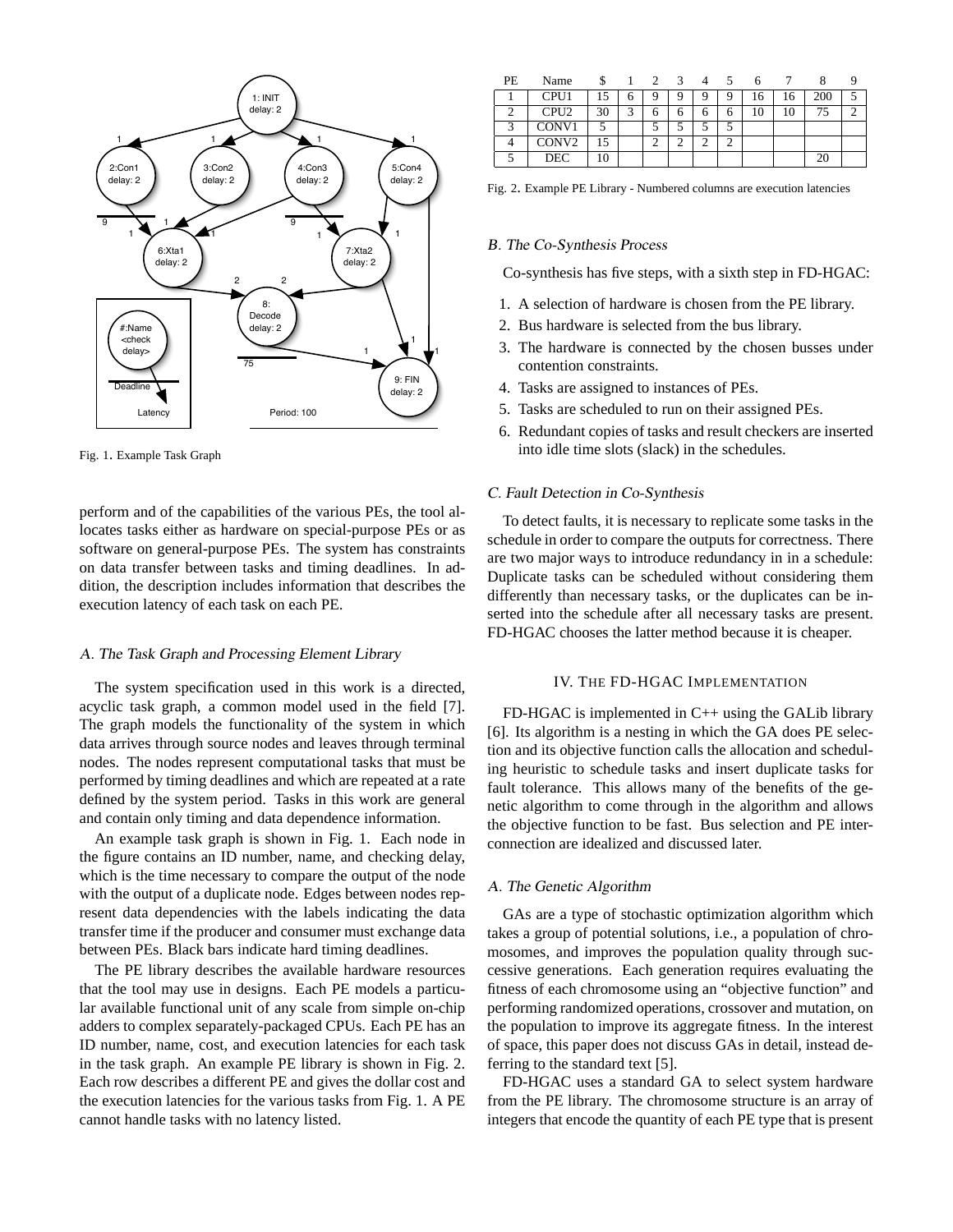Fig. 1. Example Task Graph

perform and of the capabilities of the various PEs, the tool allocates tasks either as hardware on special-purpose PEs or as software on general-purpose PEs. The system has constraints on data transfer between tasks and timing deadlines. In addition, the description includes information that describes the execution latency of each task on each PE.

### A. The Task Graph and Processing Element Library

The system specification used in this work is a directed, acyclic task graph, a common model used in the field [7]. The graph models the functionality of the system in which data arrives through source nodes and leaves through terminal nodes. The nodes represent computational tasks that must be performed by timing deadlines and which are repeated at a rate defined by the system period. Tasks in this work are general and contain only timing and data dependence information.

An example task graph is shown in Fig. 1. Each node in the figure contains an ID number, name, and checking delay, which is the time necessary to compare the output of the node with the output of a duplicate node. Edges between nodes represent data dependencies with the labels indicating the data transfer time if the producer and consumer must exchange data between PEs. Black bars indicate hard timing deadlines.

The PE library describes the available hardware resources that the tool may use in designs. Each PE models a particular available functional unit of any scale from simple on-chip adders to complex separately-packaged CPUs. Each PE has an ID number, name, cost, and execution latencies for each task in the task graph. An example PE library is shown in Fig. 2. Each row describes a different PE and gives the dollar cost and the execution latencies for the various tasks from Fig. 1. A PE cannot handle tasks with no latency listed.

| PE | Name | $ | 1 | 2 | 3 | 4 | 5 | 6 | 7 | 8 | 9 |
|---|---|---|---|---|---|---|---|---|---|---|---|
| 1 | CPU1 | 15 | 6 | 9 | 9 | 9 | 9 | 16 | 16 | 200 | 5 |
| 2 | CPU2 | 30 | 3 | 6 | 6 | 6 | 6 | 10 | 10 | 75 | 2 |
| 3 | CONV1 | 5 | | 5 | 5 | 5 | 5 | | | | |
| 4 | CONV2 | 15 | | 2 | 2 | 2 | 2 | | | | |
| 5 | DEC | 10 | | | | | | | | 20 | |

Fig. 2. Example PE Library - Numbered columns are execution latencies

### B. The Co-Synthesis Process

Co-synthesis has five steps, with a sixth step in FD-HGAC:

1. A selection of hardware is chosen from the PE library.
2. Bus hardware is selected from the bus library.
3. The hardware is connected by the chosen busses under contention constraints.
4. Tasks are assigned to instances of PEs.
5. Tasks are scheduled to run on their assigned PEs.
6. Redundant copies of tasks and result checkers are inserted into idle time slots (slack) in the schedules.

### C. Fault Detection in Co-Synthesis

To detect faults, it is necessary to replicate some tasks in the schedule in order to compare the outputs for correctness. There are two major ways to introduce redundancy in in a schedule: Duplicate tasks can be scheduled without considering them differently than necessary tasks, or the duplicates can be inserted into the schedule after all necessary tasks are present. FD-HGAC chooses the latter method because it is cheaper.

## IV. The FD-HGAC Implementation

FD-HGAC is implemented in C++ using the GALib library [6]. Its algorithm is a nesting in which the GA does PE selection and its objective function calls the allocation and scheduling heuristic to schedule tasks and insert duplicate tasks for fault tolerance. This allows many of the benefits of the genetic algorithm to come through in the algorithm and allows the objective function to be fast. Bus selection and PE interconnection are idealized and discussed later.

### A. The Genetic Algorithm

GAs are a type of stochastic optimization algorithm which takes a group of potential solutions, i.e., a population of chromosomes, and improves the population quality through successive generations. Each generation requires evaluating the fitness of each chromosome using an "objective function" and performing randomized operations, crossover and mutation, on the population to improve its aggregate fitness. In the interest of space, this paper does not discuss GAs in detail, instead deferring to the standard text [5].

FD-HGAC uses a standard GA to select system hardware from the PE library. The chromosome structure is an array of integers that encode the quantity of each PE type that is present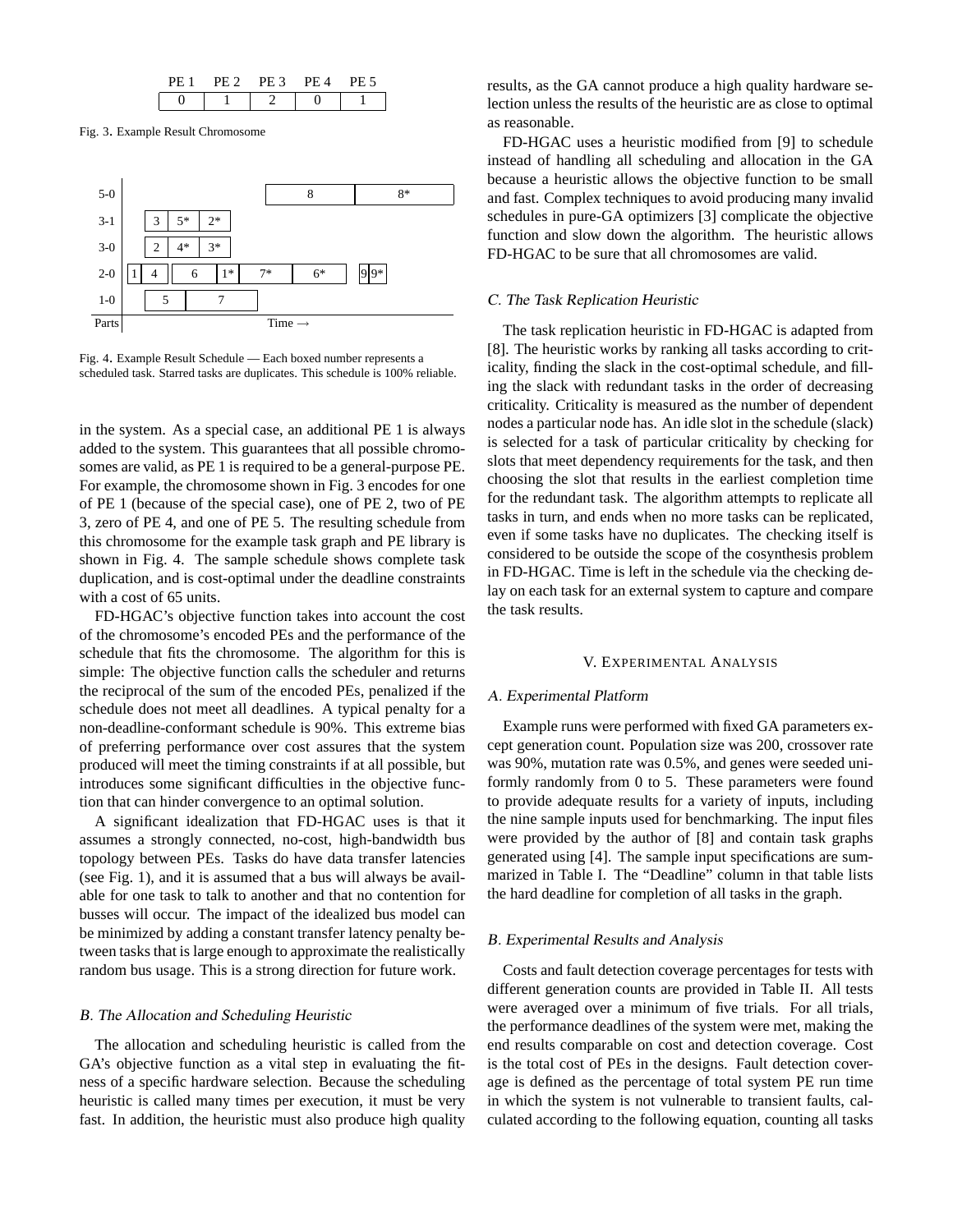| PE 1 | PE 2 | PE 3 | PE 4 | PE 5 |
|---|---|---|---|---|
| 0 | 1 | 2 | 0 | 1 |

Fig. 3. Example Result Chromosome

| Parts | Time → |
|---|---|
| 5-0 | 8, 8* |
| 3-1 | 3, 5*, 2* |
| 3-0 | 2, 4*, 3* |
| 2-0 | 1, 4, 6, 1*, 7*, 6*, 9, 9* |
| 1-0 | 5, 7 |

Fig. 4. Example Result Schedule — Each boxed number represents a scheduled task. Starred tasks are duplicates. This schedule is 100% reliable.

in the system. As a special case, an additional PE 1 is always added to the system. This guarantees that all possible chromosomes are valid, as PE 1 is required to be a general-purpose PE. For example, the chromosome shown in Fig. 3 encodes for one of PE 1 (because of the special case), one of PE 2, two of PE 3, zero of PE 4, and one of PE 5. The resulting schedule from this chromosome for the example task graph and PE library is shown in Fig. 4. The sample schedule shows complete task duplication, and is cost-optimal under the deadline constraints with a cost of 65 units.

FD-HGAC's objective function takes into account the cost of the chromosome's encoded PEs and the performance of the schedule that fits the chromosome. The algorithm for this is simple: The objective function calls the scheduler and returns the reciprocal of the sum of the encoded PEs, penalized if the schedule does not meet all deadlines. A typical penalty for a non-deadline-conformant schedule is 90%. This extreme bias of preferring performance over cost assures that the system produced will meet the timing constraints if at all possible, but introduces some significant difficulties in the objective function that can hinder convergence to an optimal solution.

A significant idealization that FD-HGAC uses is that it assumes a strongly connected, no-cost, high-bandwidth bus topology between PEs. Tasks do have data transfer latencies (see Fig. 1), and it is assumed that a bus will always be available for one task to talk to another and that no contention for busses will occur. The impact of the idealized bus model can be minimized by adding a constant transfer latency penalty between tasks that is large enough to approximate the realistically random bus usage. This is a strong direction for future work.

### B. The Allocation and Scheduling Heuristic

The allocation and scheduling heuristic is called from the GA's objective function as a vital step in evaluating the fitness of a specific hardware selection. Because the scheduling heuristic is called many times per execution, it must be very fast. In addition, the heuristic must also produce high quality results, as the GA cannot produce a high quality hardware selection unless the results of the heuristic are as close to optimal as reasonable.

FD-HGAC uses a heuristic modified from [9] to schedule instead of handling all scheduling and allocation in the GA because a heuristic allows the objective function to be small and fast. Complex techniques to avoid producing many invalid schedules in pure-GA optimizers [3] complicate the objective function and slow down the algorithm. The heuristic allows FD-HGAC to be sure that all chromosomes are valid.

### C. The Task Replication Heuristic

The task replication heuristic in FD-HGAC is adapted from [8]. The heuristic works by ranking all tasks according to criticality, finding the slack in the cost-optimal schedule, and filling the slack with redundant tasks in the order of decreasing criticality. Criticality is measured as the number of dependent nodes a particular node has. An idle slot in the schedule (slack) is selected for a task of particular criticality by checking for slots that meet dependency requirements for the task, and then choosing the slot that results in the earliest completion time for the redundant task. The algorithm attempts to replicate all tasks in turn, and ends when no more tasks can be replicated, even if some tasks have no duplicates. The checking itself is considered to be outside the scope of the cosynthesis problem in FD-HGAC. Time is left in the schedule via the checking delay on each task for an external system to capture and compare the task results.

## V. Experimental Analysis

### A. Experimental Platform

Example runs were performed with fixed GA parameters except generation count. Population size was 200, crossover rate was 90%, mutation rate was 0.5%, and genes were seeded uniformly randomly from 0 to 5. These parameters were found to provide adequate results for a variety of inputs, including the nine sample inputs used for benchmarking. The input files were provided by the author of [8] and contain task graphs generated using [4]. The sample input specifications are summarized in Table I. The "Deadline" column in that table lists the hard deadline for completion of all tasks in the graph.

### B. Experimental Results and Analysis

Costs and fault detection coverage percentages for tests with different generation counts are provided in Table II. All tests were averaged over a minimum of five trials. For all trials, the performance deadlines of the system were met, making the end results comparable on cost and detection coverage. Cost is the total cost of PEs in the designs. Fault detection coverage is defined as the percentage of total system PE run time in which the system is not vulnerable to transient faults, calculated according to the following equation, counting all tasks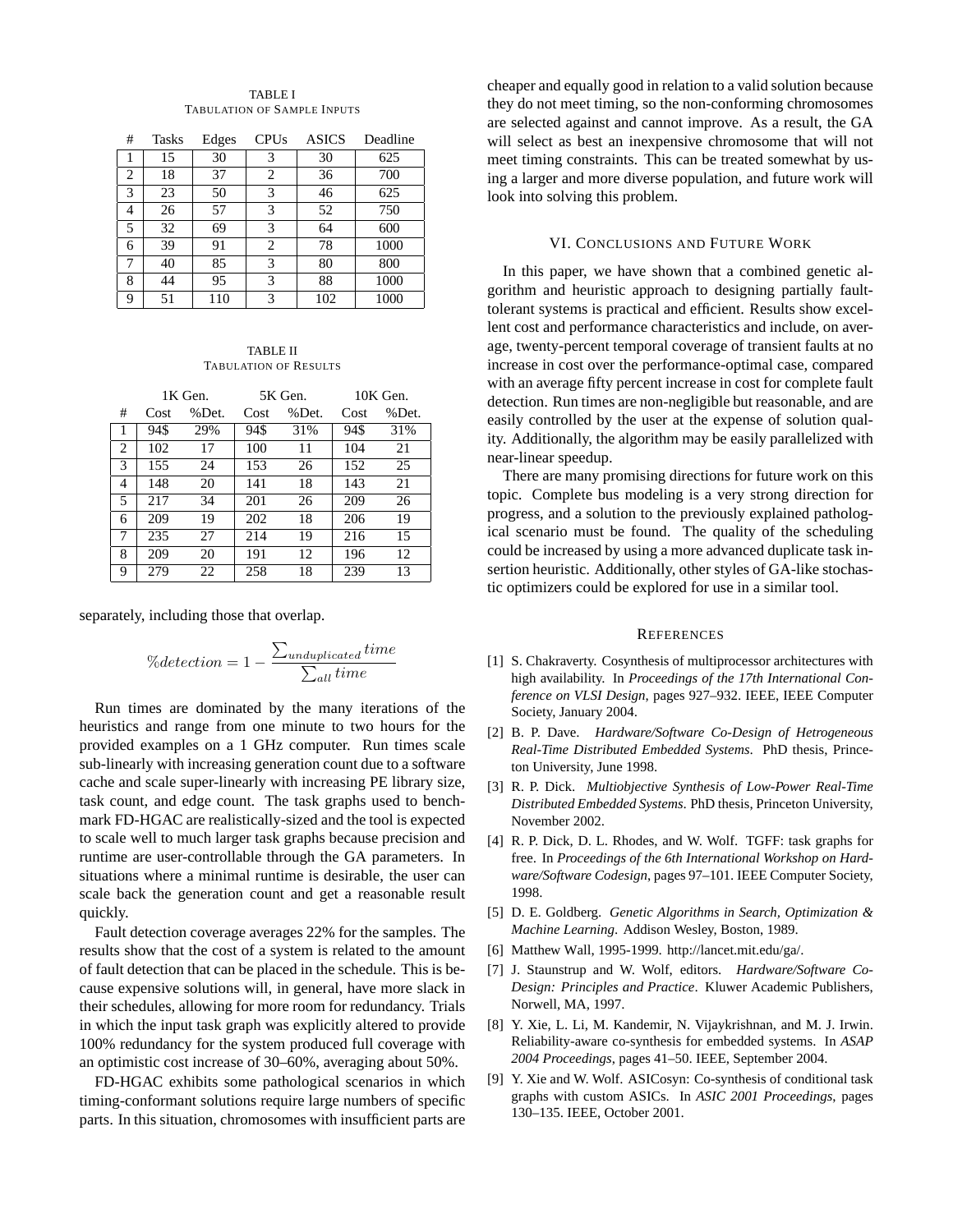TABLE I
TABULATION OF SAMPLE INPUTS

| # | Tasks | Edges | CPUs | ASICS | Deadline |
|---|---|---|---|---|---|
| 1 | 15 | 30 | 3 | 30 | 625 |
| 2 | 18 | 37 | 2 | 36 | 700 |
| 3 | 23 | 50 | 3 | 46 | 625 |
| 4 | 26 | 57 | 3 | 52 | 750 |
| 5 | 32 | 69 | 3 | 64 | 600 |
| 6 | 39 | 91 | 2 | 78 | 1000 |
| 7 | 40 | 85 | 3 | 80 | 800 |
| 8 | 44 | 95 | 3 | 88 | 1000 |
| 9 | 51 | 110 | 3 | 102 | 1000 |

TABLE II
TABULATION OF RESULTS

| | 1K Gen. | | 5K Gen. | | 10K Gen. | |
|---|---|---|---|---|---|---|
| # | Cost | %Det. | Cost | %Det. | Cost | %Det. |
| 1 | 94$ | 29% | 94$ | 31% | 94$ | 31% |
| 2 | 102 | 17 | 100 | 11 | 104 | 21 |
| 3 | 155 | 24 | 153 | 26 | 152 | 25 |
| 4 | 148 | 20 | 141 | 18 | 143 | 21 |
| 5 | 217 | 34 | 201 | 26 | 209 | 26 |
| 6 | 209 | 19 | 202 | 18 | 206 | 19 |
| 7 | 235 | 27 | 214 | 19 | 216 | 15 |
| 8 | 209 | 20 | 191 | 12 | 196 | 12 |
| 9 | 279 | 22 | 258 | 18 | 239 | 13 |

separately, including those that overlap.

$$\%detection = 1 - \frac{\sum_{unduplicated} time}{\sum_{all} time}$$

Run times are dominated by the many iterations of the heuristics and range from one minute to two hours for the provided examples on a 1 GHz computer. Run times scale sub-linearly with increasing generation count due to a software cache and scale super-linearly with increasing PE library size, task count, and edge count. The task graphs used to benchmark FD-HGAC are realistically-sized and the tool is expected to scale well to much larger task graphs because precision and runtime are user-controllable through the GA parameters. In situations where a minimal runtime is desirable, the user can scale back the generation count and get a reasonable result quickly.

Fault detection coverage averages 22% for the samples. The results show that the cost of a system is related to the amount of fault detection that can be placed in the schedule. This is because expensive solutions will, in general, have more slack in their schedules, allowing for more room for redundancy. Trials in which the input task graph was explicitly altered to provide 100% redundancy for the system produced full coverage with an optimistic cost increase of 30–60%, averaging about 50%.

FD-HGAC exhibits some pathological scenarios in which timing-conformant solutions require large numbers of specific parts. In this situation, chromosomes with insufficient parts are cheaper and equally good in relation to a valid solution because they do not meet timing, so the non-conforming chromosomes are selected against and cannot improve. As a result, the GA will select as best an inexpensive chromosome that will not meet timing constraints. This can be treated somewhat by using a larger and more diverse population, and future work will look into solving this problem.

## VI. CONCLUSIONS AND FUTURE WORK

In this paper, we have shown that a combined genetic algorithm and heuristic approach to designing partially fault-tolerant systems is practical and efficient. Results show excellent cost and performance characteristics and include, on average, twenty-percent temporal coverage of transient faults at no increase in cost over the performance-optimal case, compared with an average fifty percent increase in cost for complete fault detection. Run times are non-negligible but reasonable, and are easily controlled by the user at the expense of solution quality. Additionally, the algorithm may be easily parallelized with near-linear speedup.

There are many promising directions for future work on this topic. Complete bus modeling is a very strong direction for progress, and a solution to the previously explained pathological scenario must be found. The quality of the scheduling could be increased by using a more advanced duplicate task insertion heuristic. Additionally, other styles of GA-like stochastic optimizers could be explored for use in a similar tool.

## REFERENCES

[1] S. Chakraverty. Cosynthesis of multiprocessor architectures with high availability. In *Proceedings of the 17th International Conference on VLSI Design*, pages 927–932. IEEE, IEEE Computer Society, January 2004.

[2] B. P. Dave. *Hardware/Software Co-Design of Hetrogeneous Real-Time Distributed Embedded Systems*. PhD thesis, Princeton University, June 1998.

[3] R. P. Dick. *Multiobjective Synthesis of Low-Power Real-Time Distributed Embedded Systems*. PhD thesis, Princeton University, November 2002.

[4] R. P. Dick, D. L. Rhodes, and W. Wolf. TGFF: task graphs for free. In *Proceedings of the 6th International Workshop on Hardware/Software Codesign*, pages 97–101. IEEE Computer Society, 1998.

[5] D. E. Goldberg. *Genetic Algorithms in Search, Optimization & Machine Learning*. Addison Wesley, Boston, 1989.

[6] Matthew Wall, 1995-1999. http://lancet.mit.edu/ga/.

[7] J. Staunstrup and W. Wolf, editors. *Hardware/Software Co-Design: Principles and Practice*. Kluwer Academic Publishers, Norwell, MA, 1997.

[8] Y. Xie, L. Li, M. Kandemir, N. Vijaykrishnan, and M. J. Irwin. Reliability-aware co-synthesis for embedded systems. In *ASAP 2004 Proceedings*, pages 41–50. IEEE, September 2004.

[9] Y. Xie and W. Wolf. ASICosyn: Co-synthesis of conditional task graphs with custom ASICs. In *ASIC 2001 Proceedings*, pages 130–135. IEEE, October 2001.